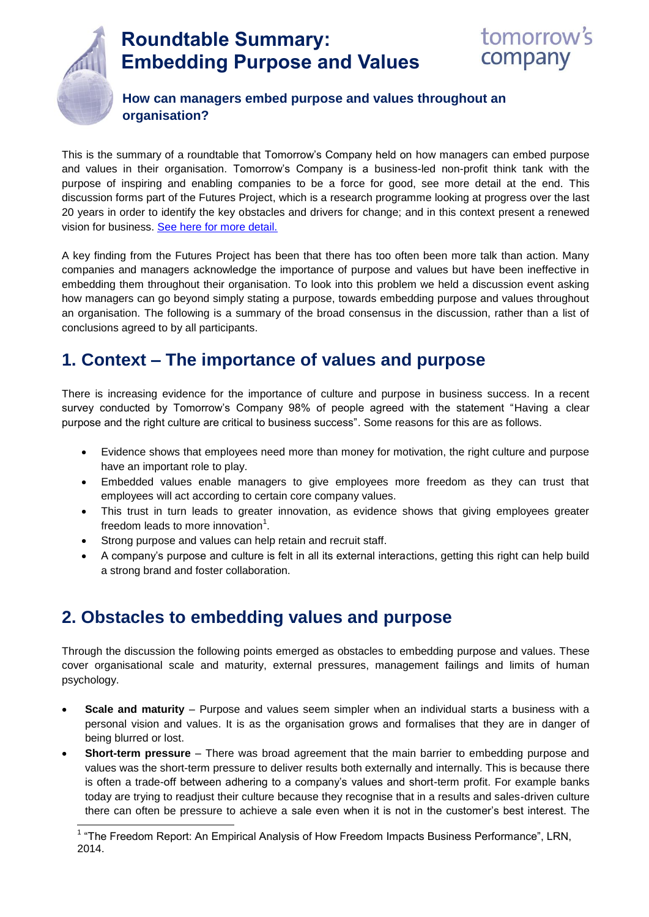# Roundtable Summary: Embedding Purpose and Values

tomorrow's company

### How can managers embed purpose and values throughout an organisation?

This is the summary of a roundtable that Tomorrow's Company held on how managers can embed purpose and values in their organisation. Tomorrow's Company is a business-led non-profit think tank with the purpose of inspiring and enabling companies to be a force for good, see more detail at the end. This discussion forms part of the Futures Project, which is a research programme looking at progress over the last 20 years in order to identify the key obstacles and drivers for change; and in this context present a renewed vision for business. See here for more detail.

A key finding from the Futures Project has been that there has too often been more talk than action. Many companies and managers acknowledge the importance of purpose and values but have been ineffective in embedding them throughout their organisation. To look into this problem we held a discussion event asking how managers can go beyond simply stating a purpose, towards embedding purpose and values throughout an organisation. The following is a summary of the broad consensus in the discussion, rather than a list of conclusions agreed to by all participants.

## 1. Context – The importance of values and purpose

There is increasing evidence for the importance of culture and purpose in business success. In a recent survey conducted by Tomorrow's Company 98% of people agreed with the statement "Having a clear purpose and the right culture are critical to business success". Some reasons for this are as follows.

- Evidence shows that employees need more than money for motivation, the right culture and purpose have an important role to play.
- Embedded values enable managers to give employees more freedom as they can trust that employees will act according to certain core company values.
- This trust in turn leads to greater innovation, as evidence shows that giving employees greater freedom leads to more innovation[1].
- Strong purpose and values can help retain and recruit staff.
- A company's purpose and culture is felt in all its external interactions, getting this right can help build a strong brand and foster collaboration.

## 2. Obstacles to embedding values and purpose

Through the discussion the following points emerged as obstacles to embedding purpose and values. These cover organisational scale and maturity, external pressures, management failings and limits of human psychology.

- **Scale and maturity** – Purpose and values seem simpler when an individual starts a business with a personal vision and values. It is as the organisation grows and formalises that they are in danger of being blurred or lost.
- **Short-term pressure** – There was broad agreement that the main barrier to embedding purpose and values was the short-term pressure to deliver results both externally and internally. This is because there is often a trade-off between adhering to a company's values and short-term profit. For example banks today are trying to readjust their culture because they recognise that in a results and sales-driven culture there can often be pressure to achieve a sale even when it is not in the customer's best interest. The

[1] "The Freedom Report: An Empirical Analysis of How Freedom Impacts Business Performance", LRN, 2014.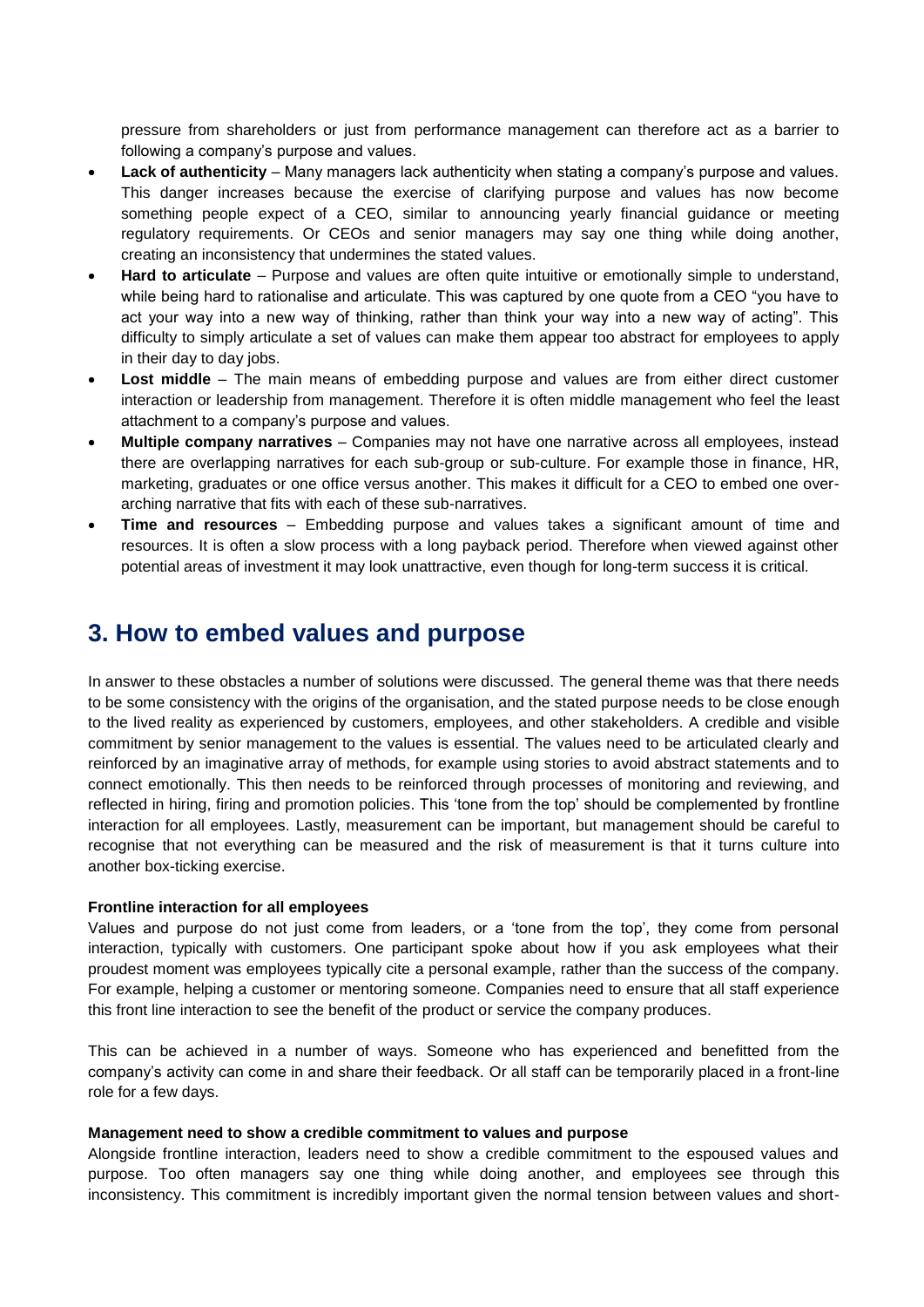pressure from shareholders or just from performance management can therefore act as a barrier to following a company's purpose and values.

- **Lack of authenticity** – Many managers lack authenticity when stating a company's purpose and values. This danger increases because the exercise of clarifying purpose and values has now become something people expect of a CEO, similar to announcing yearly financial guidance or meeting regulatory requirements. Or CEOs and senior managers may say one thing while doing another, creating an inconsistency that undermines the stated values.
- **Hard to articulate** – Purpose and values are often quite intuitive or emotionally simple to understand, while being hard to rationalise and articulate. This was captured by one quote from a CEO "you have to act your way into a new way of thinking, rather than think your way into a new way of acting". This difficulty to simply articulate a set of values can make them appear too abstract for employees to apply in their day to day jobs.
- **Lost middle** – The main means of embedding purpose and values are from either direct customer interaction or leadership from management. Therefore it is often middle management who feel the least attachment to a company's purpose and values.
- **Multiple company narratives** – Companies may not have one narrative across all employees, instead there are overlapping narratives for each sub-group or sub-culture. For example those in finance, HR, marketing, graduates or one office versus another. This makes it difficult for a CEO to embed one over-arching narrative that fits with each of these sub-narratives.
- **Time and resources** – Embedding purpose and values takes a significant amount of time and resources. It is often a slow process with a long payback period. Therefore when viewed against other potential areas of investment it may look unattractive, even though for long-term success it is critical.

## 3. How to embed values and purpose

In answer to these obstacles a number of solutions were discussed. The general theme was that there needs to be some consistency with the origins of the organisation, and the stated purpose needs to be close enough to the lived reality as experienced by customers, employees, and other stakeholders. A credible and visible commitment by senior management to the values is essential. The values need to be articulated clearly and reinforced by an imaginative array of methods, for example using stories to avoid abstract statements and to connect emotionally. This then needs to be reinforced through processes of monitoring and reviewing, and reflected in hiring, firing and promotion policies. This 'tone from the top' should be complemented by frontline interaction for all employees. Lastly, measurement can be important, but management should be careful to recognise that not everything can be measured and the risk of measurement is that it turns culture into another box-ticking exercise.

**Frontline interaction for all employees**

Values and purpose do not just come from leaders, or a 'tone from the top', they come from personal interaction, typically with customers. One participant spoke about how if you ask employees what their proudest moment was employees typically cite a personal example, rather than the success of the company. For example, helping a customer or mentoring someone. Companies need to ensure that all staff experience this front line interaction to see the benefit of the product or service the company produces.

This can be achieved in a number of ways. Someone who has experienced and benefitted from the company's activity can come in and share their feedback. Or all staff can be temporarily placed in a front-line role for a few days.

**Management need to show a credible commitment to values and purpose**

Alongside frontline interaction, leaders need to show a credible commitment to the espoused values and purpose. Too often managers say one thing while doing another, and employees see through this inconsistency. This commitment is incredibly important given the normal tension between values and short-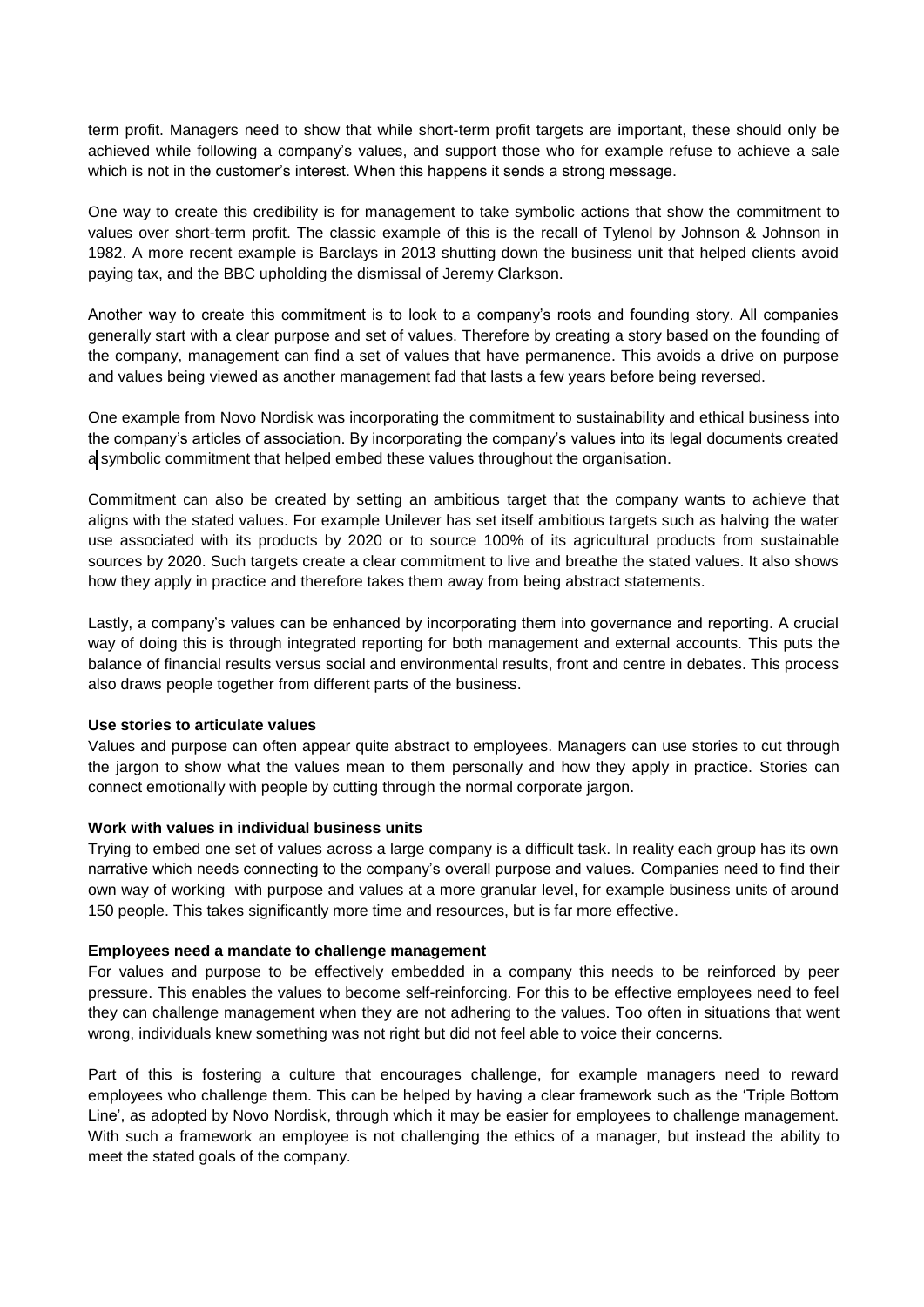term profit. Managers need to show that while short-term profit targets are important, these should only be achieved while following a company's values, and support those who for example refuse to achieve a sale which is not in the customer's interest. When this happens it sends a strong message.

One way to create this credibility is for management to take symbolic actions that show the commitment to values over short-term profit. The classic example of this is the recall of Tylenol by Johnson & Johnson in 1982. A more recent example is Barclays in 2013 shutting down the business unit that helped clients avoid paying tax, and the BBC upholding the dismissal of Jeremy Clarkson.

Another way to create this commitment is to look to a company's roots and founding story. All companies generally start with a clear purpose and set of values. Therefore by creating a story based on the founding of the company, management can find a set of values that have permanence. This avoids a drive on purpose and values being viewed as another management fad that lasts a few years before being reversed.

One example from Novo Nordisk was incorporating the commitment to sustainability and ethical business into the company's articles of association. By incorporating the company's values into its legal documents created a symbolic commitment that helped embed these values throughout the organisation.

Commitment can also be created by setting an ambitious target that the company wants to achieve that aligns with the stated values. For example Unilever has set itself ambitious targets such as halving the water use associated with its products by 2020 or to source 100% of its agricultural products from sustainable sources by 2020. Such targets create a clear commitment to live and breathe the stated values. It also shows how they apply in practice and therefore takes them away from being abstract statements.

Lastly, a company's values can be enhanced by incorporating them into governance and reporting. A crucial way of doing this is through integrated reporting for both management and external accounts. This puts the balance of financial results versus social and environmental results, front and centre in debates. This process also draws people together from different parts of the business.

**Use stories to articulate values**

Values and purpose can often appear quite abstract to employees. Managers can use stories to cut through the jargon to show what the values mean to them personally and how they apply in practice. Stories can connect emotionally with people by cutting through the normal corporate jargon.

**Work with values in individual business units**

Trying to embed one set of values across a large company is a difficult task. In reality each group has its own narrative which needs connecting to the company's overall purpose and values. Companies need to find their own way of working with purpose and values at a more granular level, for example business units of around 150 people. This takes significantly more time and resources, but is far more effective.

**Employees need a mandate to challenge management**

For values and purpose to be effectively embedded in a company this needs to be reinforced by peer pressure. This enables the values to become self-reinforcing. For this to be effective employees need to feel they can challenge management when they are not adhering to the values. Too often in situations that went wrong, individuals knew something was not right but did not feel able to voice their concerns.

Part of this is fostering a culture that encourages challenge, for example managers need to reward employees who challenge them. This can be helped by having a clear framework such as the 'Triple Bottom Line', as adopted by Novo Nordisk, through which it may be easier for employees to challenge management. With such a framework an employee is not challenging the ethics of a manager, but instead the ability to meet the stated goals of the company.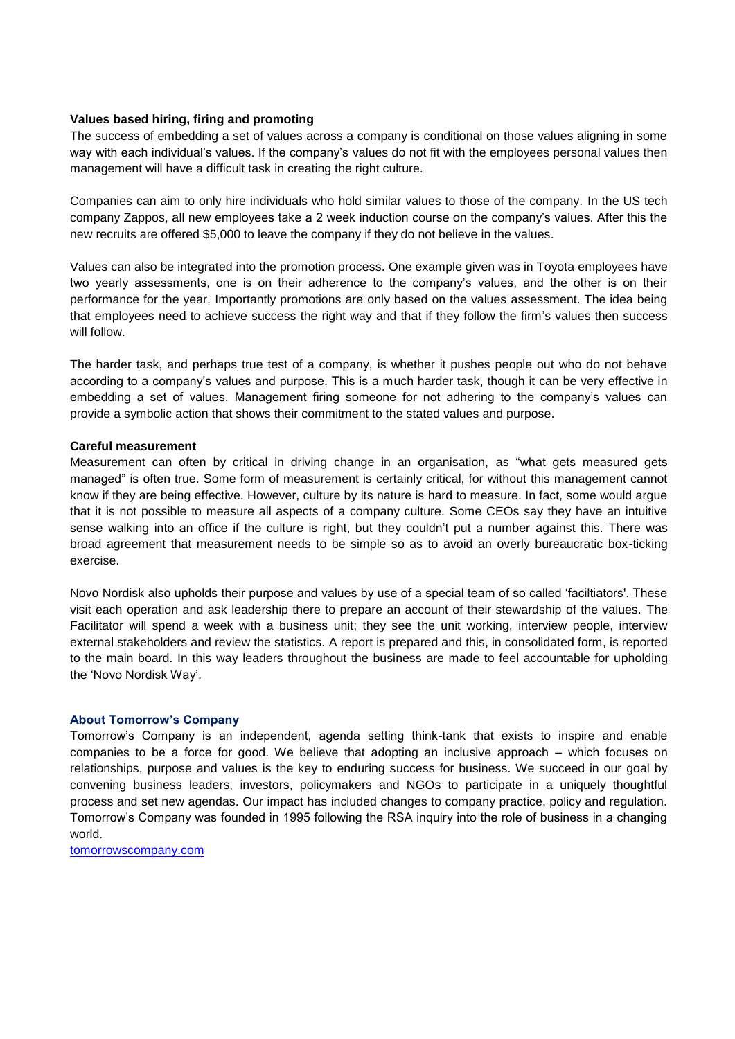**Values based hiring, firing and promoting**

The success of embedding a set of values across a company is conditional on those values aligning in some way with each individual's values. If the company's values do not fit with the employees personal values then management will have a difficult task in creating the right culture.

Companies can aim to only hire individuals who hold similar values to those of the company. In the US tech company Zappos, all new employees take a 2 week induction course on the company's values. After this the new recruits are offered $5,000 to leave the company if they do not believe in the values.

Values can also be integrated into the promotion process. One example given was in Toyota employees have two yearly assessments, one is on their adherence to the company's values, and the other is on their performance for the year. Importantly promotions are only based on the values assessment. The idea being that employees need to achieve success the right way and that if they follow the firm's values then success will follow.

The harder task, and perhaps true test of a company, is whether it pushes people out who do not behave according to a company's values and purpose. This is a much harder task, though it can be very effective in embedding a set of values. Management firing someone for not adhering to the company's values can provide a symbolic action that shows their commitment to the stated values and purpose.

**Careful measurement**

Measurement can often by critical in driving change in an organisation, as "what gets measured gets managed" is often true. Some form of measurement is certainly critical, for without this management cannot know if they are being effective. However, culture by its nature is hard to measure. In fact, some would argue that it is not possible to measure all aspects of a company culture. Some CEOs say they have an intuitive sense walking into an office if the culture is right, but they couldn't put a number against this. There was broad agreement that measurement needs to be simple so as to avoid an overly bureaucratic box-ticking exercise.

Novo Nordisk also upholds their purpose and values by use of a special team of so called 'faciltiators'. These visit each operation and ask leadership there to prepare an account of their stewardship of the values. The Facilitator will spend a week with a business unit; they see the unit working, interview people, interview external stakeholders and review the statistics. A report is prepared and this, in consolidated form, is reported to the main board. In this way leaders throughout the business are made to feel accountable for upholding the 'Novo Nordisk Way'.

**About Tomorrow's Company**

Tomorrow's Company is an independent, agenda setting think-tank that exists to inspire and enable companies to be a force for good. We believe that adopting an inclusive approach – which focuses on relationships, purpose and values is the key to enduring success for business. We succeed in our goal by convening business leaders, investors, policymakers and NGOs to participate in a uniquely thoughtful process and set new agendas. Our impact has included changes to company practice, policy and regulation. Tomorrow's Company was founded in 1995 following the RSA inquiry into the role of business in a changing world.

tomorrowscompany.com